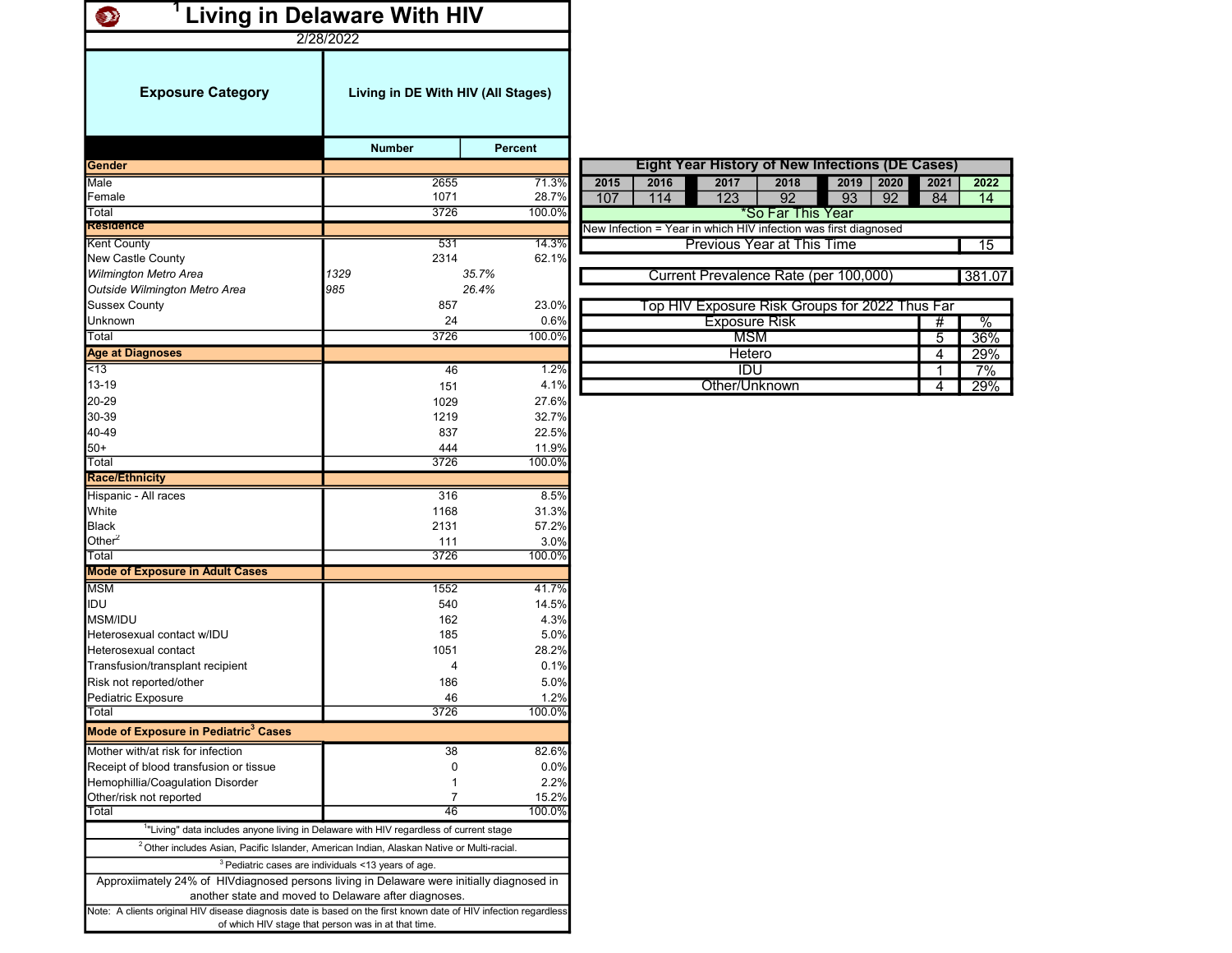# [1] Living in Delaware With HIV

2/28/2022

| Exposure Category | Living in DE With HIV (All Stages) | |
|---|---|---|
| | Number | Percent |
| **Gender** | | |
| Male | 2655 | 71.3% |
| Female | 1071 | 28.7% |
| Total | 3726 | 100.0% |
| **Residence** | | |
| Kent County | 531 | 14.3% |
| New Castle County | 2314 | 62.1% |
| *Wilmington Metro Area* | *1329* | *35.7%* |
| *Outside Wilmington Metro Area* | *985* | *26.4%* |
| Sussex County | 857 | 23.0% |
| Unknown | 24 | 0.6% |
| Total | 3726 | 100.0% |
| **Age at Diagnoses** | | |
| <13 | 46 | 1.2% |
| 13-19 | 151 | 4.1% |
| 20-29 | 1029 | 27.6% |
| 30-39 | 1219 | 32.7% |
| 40-49 | 837 | 22.5% |
| 50+ | 444 | 11.9% |
| Total | 3726 | 100.0% |
| **Race/Ethnicity** | | |
| Hispanic - All races | 316 | 8.5% |
| White | 1168 | 31.3% |
| Black | 2131 | 57.2% |
| Other[2] | 111 | 3.0% |
| Total | 3726 | 100.0% |
| **Mode of Exposure in Adult Cases** | | |
| MSM | 1552 | 41.7% |
| IDU | 540 | 14.5% |
| MSM/IDU | 162 | 4.3% |
| Heterosexual contact w/IDU | 185 | 5.0% |
| Heterosexual contact | 1051 | 28.2% |
| Transfusion/transplant recipient | 4 | 0.1% |
| Risk not reported/other | 186 | 5.0% |
| Pediatric Exposure | 46 | 1.2% |
| Total | 3726 | 100.0% |
| **Mode of Exposure in Pediatric[3] Cases** | | |
| Mother with/at risk for infection | 38 | 82.6% |
| Receipt of blood transfusion or tissue | 0 | 0.0% |
| Hemophillia/Coagulation Disorder | 1 | 2.2% |
| Other/risk not reported | 7 | 15.2% |
| Total | 46 | 100.0% |

[1] "Living" data includes anyone living in Delaware with HIV regardless of current stage

[2] Other includes Asian, Pacific Islander, American Indian, Alaskan Native or Multi-racial.

[3] Pediatric cases are individuals <13 years of age.

Approxiimately 24% of HIVdiagnosed persons living in Delaware were initially diagnosed in another state and moved to Delaware after diagnoses.

Note: A clients original HIV disease diagnosis date is based on the first known date of HIV infection regardless of which HIV stage that person was in at that time.

## Eight Year History of New Infections (DE Cases)

| 2015 | 2016 | 2017 | 2018 | 2019 | 2020 | 2021 | 2022 |
|---|---|---|---|---|---|---|---|
| 107 | 114 | 123 | 92 | 93 | 92 | 84 | 14 |

*So Far This Year

New Infection = Year in which HIV infection was first diagnosed

| Previous Year at This Time | 15 |
|---|---|

| Current Prevalence Rate (per 100,000) | 381.07 |
|---|---|

## Top HIV Exposure Risk Groups for 2022 Thus Far

| Exposure Risk | # | % |
|---|---|---|
| MSM | 5 | 36% |
| Hetero | 4 | 29% |
| IDU | 1 | 7% |
| Other/Unknown | 4 | 29% |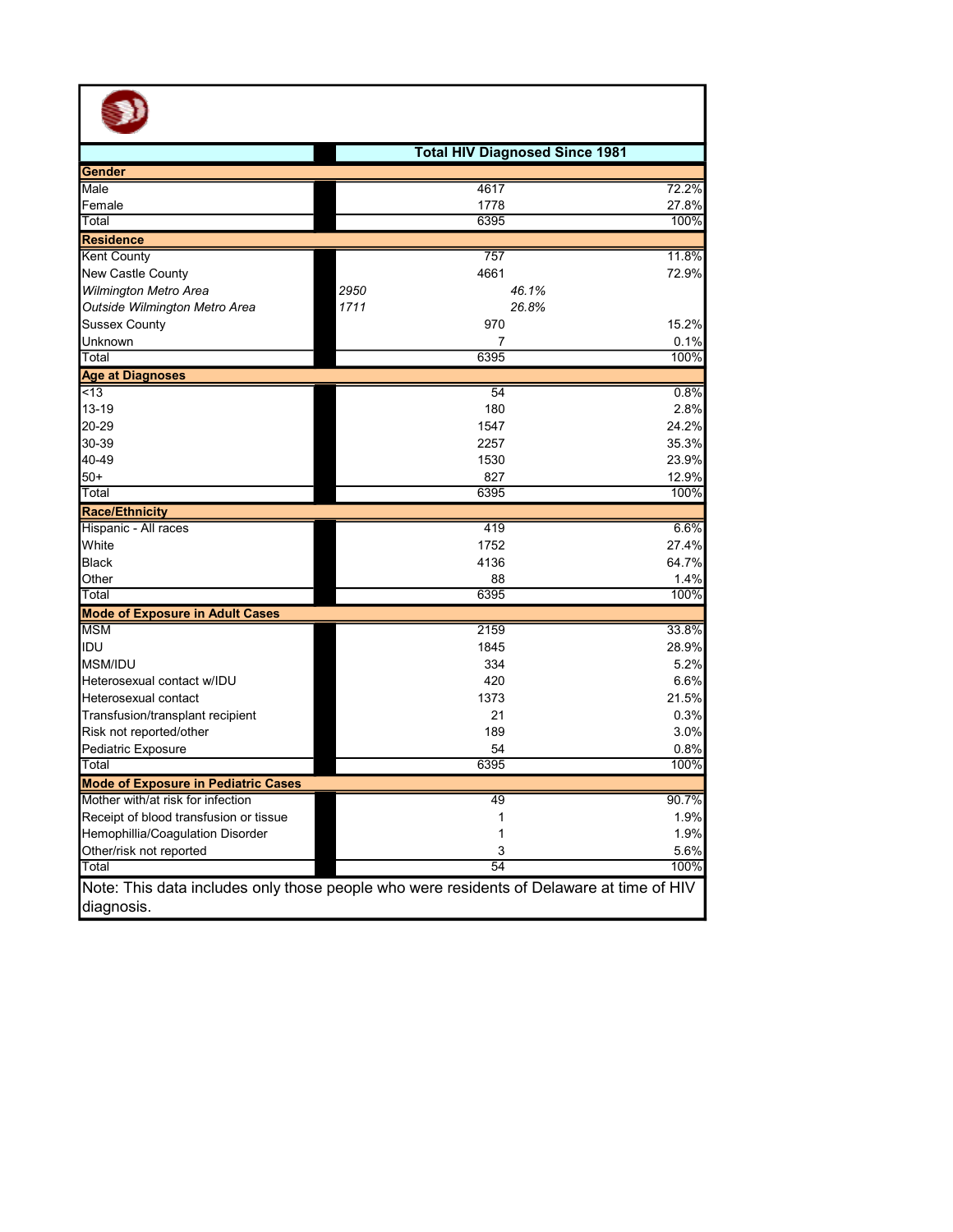| | Total HIV Diagnosed Since 1981 | |
|---|---|---|
| **Gender** | | |
| Male | 4617 | 72.2% |
| Female | 1778 | 27.8% |
| Total | 6395 | 100% |
| **Residence** | | |
| Kent County | 757 | 11.8% |
| New Castle County | 4661 | 72.9% |
| *Wilmington Metro Area* | *2950* | *46.1%* |
| *Outside Wilmington Metro Area* | *1711* | *26.8%* |
| Sussex County | 970 | 15.2% |
| Unknown | 7 | 0.1% |
| Total | 6395 | 100% |
| **Age at Diagnoses** | | |
| <13 | 54 | 0.8% |
| 13-19 | 180 | 2.8% |
| 20-29 | 1547 | 24.2% |
| 30-39 | 2257 | 35.3% |
| 40-49 | 1530 | 23.9% |
| 50+ | 827 | 12.9% |
| Total | 6395 | 100% |
| **Race/Ethnicity** | | |
| Hispanic - All races | 419 | 6.6% |
| White | 1752 | 27.4% |
| Black | 4136 | 64.7% |
| Other | 88 | 1.4% |
| Total | 6395 | 100% |
| **Mode of Exposure in Adult Cases** | | |
| MSM | 2159 | 33.8% |
| IDU | 1845 | 28.9% |
| MSM/IDU | 334 | 5.2% |
| Heterosexual contact w/IDU | 420 | 6.6% |
| Heterosexual contact | 1373 | 21.5% |
| Transfusion/transplant recipient | 21 | 0.3% |
| Risk not reported/other | 189 | 3.0% |
| Pediatric Exposure | 54 | 0.8% |
| Total | 6395 | 100% |
| **Mode of Exposure in Pediatric Cases** | | |
| Mother with/at risk for infection | 49 | 90.7% |
| Receipt of blood transfusion or tissue | 1 | 1.9% |
| Hemophillia/Coagulation Disorder | 1 | 1.9% |
| Other/risk not reported | 3 | 5.6% |
| Total | 54 | 100% |

Note: This data includes only those people who were residents of Delaware at time of HIV diagnosis.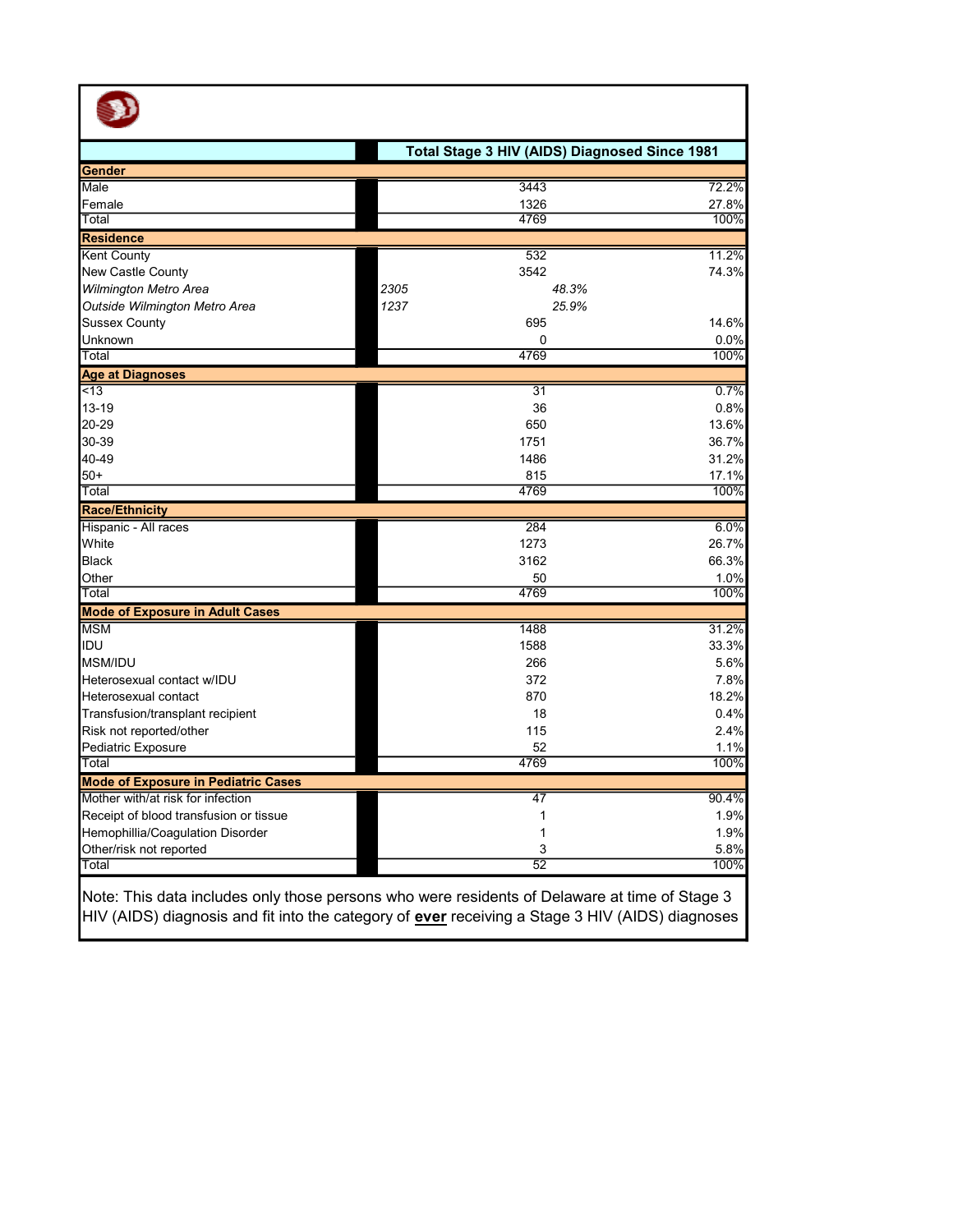| | Total Stage 3 HIV (AIDS) Diagnosed Since 1981 | |
|---|---|---|
| **Gender** | | |
| Male | 3443 | 72.2% |
| Female | 1326 | 27.8% |
| Total | 4769 | 100% |
| **Residence** | | |
| Kent County | 532 | 11.2% |
| New Castle County | 3542 | 74.3% |
| *Wilmington Metro Area* | *2305* | *48.3%* |
| *Outside Wilmington Metro Area* | *1237* | *25.9%* |
| Sussex County | 695 | 14.6% |
| Unknown | 0 | 0.0% |
| Total | 4769 | 100% |
| **Age at Diagnoses** | | |
| <13 | 31 | 0.7% |
| 13-19 | 36 | 0.8% |
| 20-29 | 650 | 13.6% |
| 30-39 | 1751 | 36.7% |
| 40-49 | 1486 | 31.2% |
| 50+ | 815 | 17.1% |
| Total | 4769 | 100% |
| **Race/Ethnicity** | | |
| Hispanic - All races | 284 | 6.0% |
| White | 1273 | 26.7% |
| Black | 3162 | 66.3% |
| Other | 50 | 1.0% |
| Total | 4769 | 100% |
| **Mode of Exposure in Adult Cases** | | |
| MSM | 1488 | 31.2% |
| IDU | 1588 | 33.3% |
| MSM/IDU | 266 | 5.6% |
| Heterosexual contact w/IDU | 372 | 7.8% |
| Heterosexual contact | 870 | 18.2% |
| Transfusion/transplant recipient | 18 | 0.4% |
| Risk not reported/other | 115 | 2.4% |
| Pediatric Exposure | 52 | 1.1% |
| Total | 4769 | 100% |
| **Mode of Exposure in Pediatric Cases** | | |
| Mother with/at risk for infection | 47 | 90.4% |
| Receipt of blood transfusion or tissue | 1 | 1.9% |
| Hemophillia/Coagulation Disorder | 1 | 1.9% |
| Other/risk not reported | 3 | 5.8% |
| Total | 52 | 100% |

Note: This data includes only those persons who were residents of Delaware at time of Stage 3 HIV (AIDS) diagnosis and fit into the category of **ever** receiving a Stage 3 HIV (AIDS) diagnoses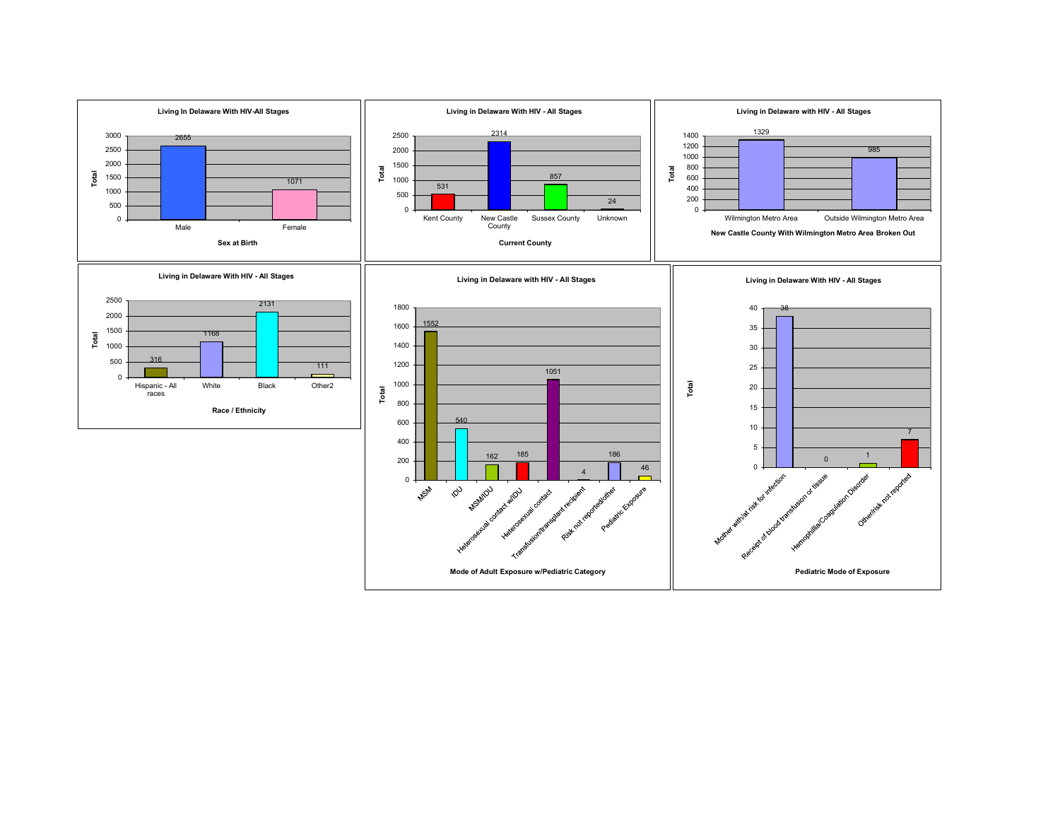### Living In Delaware With HIV-All Stages

| Sex at Birth | Total |
| --- | --- |
| Male | 2655 |
| Female | 1071 |

### Living in Delaware With HIV - All Stages

| Current County | Total |
| --- | --- |
| Kent County | 531 |
| New Castle County | 2314 |
| Sussex County | 857 |
| Unknown | 24 |

### Living in Delaware with HIV - All Stages

| New Castle County With Wilmington Metro Area Broken Out | Total |
| --- | --- |
| Wilmington Metro Area | 1329 |
| Outside Wilmington Metro Area | 985 |

### Living in Delaware With HIV - All Stages

| Race / Ethnicity | Total |
| --- | --- |
| Hispanic - All races | 316 |
| White | 1168 |
| Black | 2131 |
| Other2 | 111 |

### Living in Delaware with HIV - All Stages

| Mode of Adult Exposure w/Pediatric Category | Total |
| --- | --- |
| MSM | 1552 |
| IDU | 540 |
| MSM/IDU | 162 |
| Heterosexual contact w/IDU | 185 |
| Heterosexual contact | 1051 |
| Transfusion/transplant recipient | 4 |
| Risk not reported/other | 186 |
| Pediatric Exposure | 46 |

### Living in Delaware With HIV - All Stages

| Pediatric Mode of Exposure | Total |
| --- | --- |
| Mother with/at risk for infection | 38 |
| Receipt of blood transfusion or tissue | 0 |
| Hemophilia/Coagulation Disorder | 1 |
| Other/risk not reported | 7 |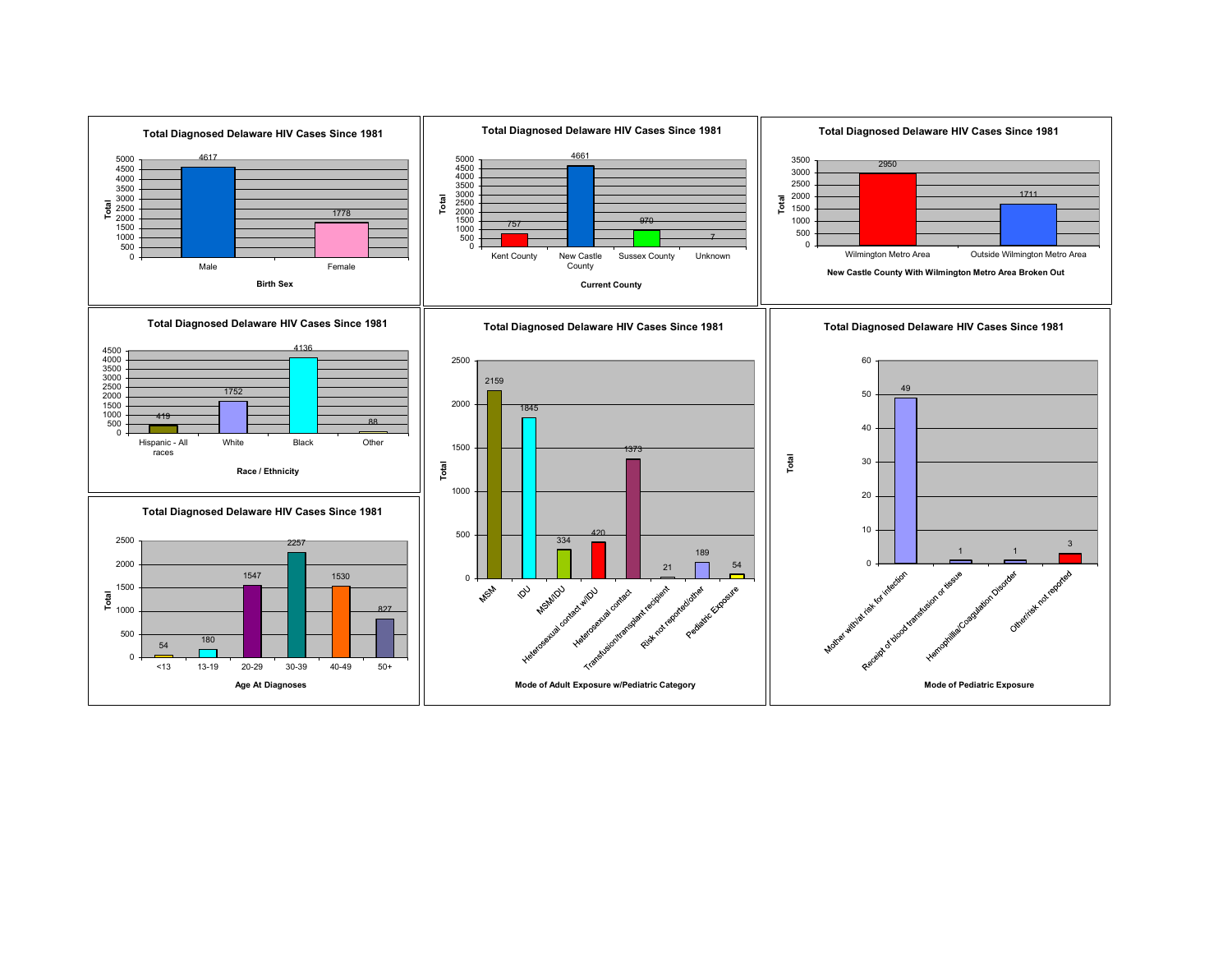## Total Diagnosed Delaware HIV Cases Since 1981

**Birth Sex**

| Birth Sex | Total |
|---|---|
| Male | 4617 |
| Female | 1778 |

## Total Diagnosed Delaware HIV Cases Since 1981

**Current County**

| Current County | Total |
|---|---|
| Kent County | 757 |
| New Castle County | 4661 |
| Sussex County | 970 |
| Unknown | 7 |

## Total Diagnosed Delaware HIV Cases Since 1981

**New Castle County With Wilmington Metro Area Broken Out**

| Area | Total |
|---|---|
| Wilmington Metro Area | 2950 |
| Outside Wilmington Metro Area | 1711 |

## Total Diagnosed Delaware HIV Cases Since 1981

**Race / Ethnicity**

| Race / Ethnicity | Total |
|---|---|
| Hispanic - All races | 419 |
| White | 1752 |
| Black | 4136 |
| Other | 88 |

## Total Diagnosed Delaware HIV Cases Since 1981

**Age At Diagnoses**

| Age At Diagnoses | Total |
|---|---|
| <13 | 54 |
| 13-19 | 180 |
| 20-29 | 1547 |
| 30-39 | 2257 |
| 40-49 | 1530 |
| 50+ | 827 |

## Total Diagnosed Delaware HIV Cases Since 1981

**Mode of Adult Exposure w/Pediatric Category**

| Mode of Adult Exposure w/Pediatric Category | Total |
|---|---|
| MSM | 2159 |
| IDU | 1845 |
| MSM/IDU | 334 |
| Heterosexual contact w/IDU | 420 |
| Heterosexual contact | 1373 |
| Transfusion/transplant recipient | 21 |
| Risk not reported/other | 189 |
| Pediatric Exposure | 54 |

## Total Diagnosed Delaware HIV Cases Since 1981

**Mode of Pediatric Exposure**

| Mode of Pediatric Exposure | Total |
|---|---|
| Mother with/at risk for infection | 49 |
| Receipt of blood transfusion or tissue | 1 |
| Hemophilia/Coagulation Disorder | 1 |
| Other/risk not reported | 3 |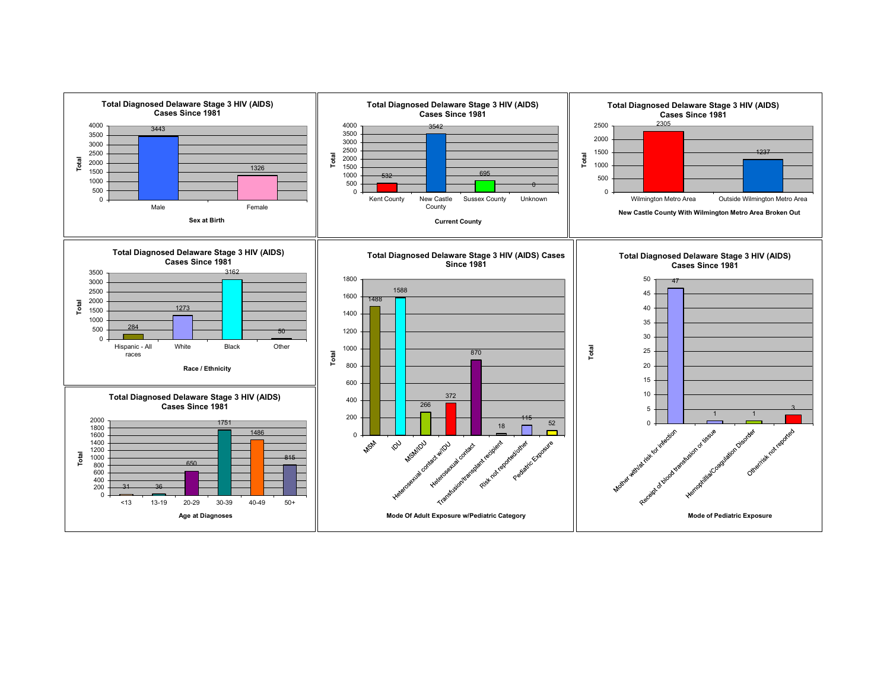### Total Diagnosed Delaware Stage 3 HIV (AIDS) Cases Since 1981

| Sex at Birth | Total |
| --- | --- |
| Male | 3443 |
| Female | 1326 |

### Total Diagnosed Delaware Stage 3 HIV (AIDS) Cases Since 1981

| Current County | Total |
| --- | --- |
| Kent County | 532 |
| New Castle County | 3542 |
| Sussex County | 695 |
| Unknown | 0 |

### Total Diagnosed Delaware Stage 3 HIV (AIDS) Cases Since 1981

| New Castle County With Wilmington Metro Area Broken Out | Total |
| --- | --- |
| Wilmington Metro Area | 2305 |
| Outside Wilmington Metro Area | 1237 |

### Total Diagnosed Delaware Stage 3 HIV (AIDS) Cases Since 1981

| Race / Ethnicity | Total |
| --- | --- |
| Hispanic - All races | 284 |
| White | 1273 |
| Black | 3162 |
| Other | 50 |

### Total Diagnosed Delaware Stage 3 HIV (AIDS) Cases Since 1981

| Age at Diagnoses | Total |
| --- | --- |
| <13 | 31 |
| 13-19 | 36 |
| 20-29 | 650 |
| 30-39 | 1751 |
| 40-49 | 1486 |
| 50+ | 815 |

### Total Diagnosed Delaware Stage 3 HIV (AIDS) Cases Since 1981

| Mode Of Adult Exposure w/Pediatric Category | Total |
| --- | --- |
| MSM | 1488 |
| IDU | 1588 |
| MSM/IDU | 266 |
| Heterosexual contact w/IDU | 372 |
| Heterosexual contact | 870 |
| Transfusion/transplant recipient | 18 |
| Risk not reported/other | 115 |
| Pediatric Exposure | 52 |

### Total Diagnosed Delaware Stage 3 HIV (AIDS) Cases Since 1981

| Mode of Pediatric Exposure | Total |
| --- | --- |
| Mother with/at risk for infection | 47 |
| Receipt of blood transfusion or tissue | 1 |
| Hemophillia/Coagulation Disorder | 1 |
| Other/risk not reported | 3 |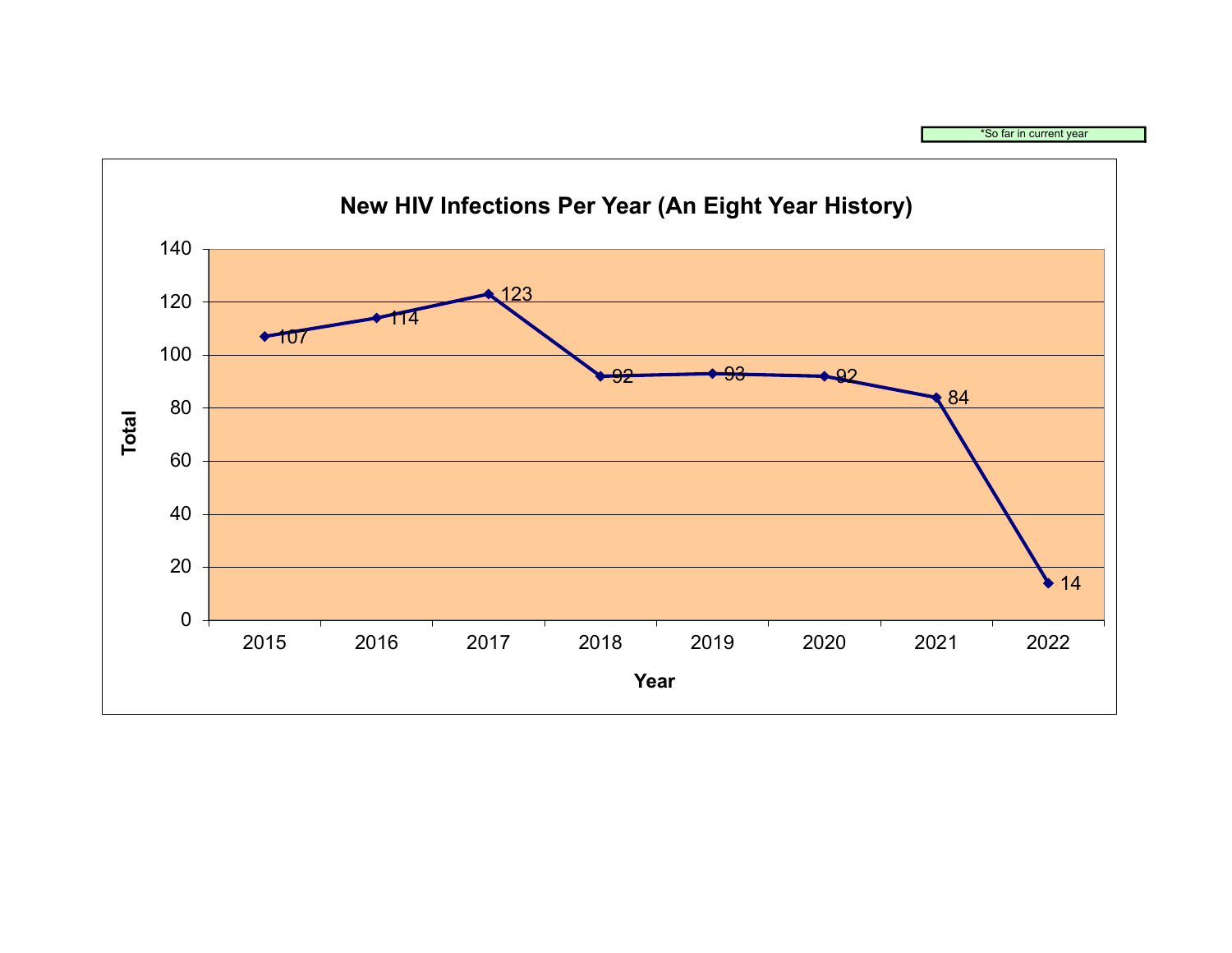*So far in current year

## New HIV Infections Per Year (An Eight Year History)

| Year | Total |
|---|---|
| 2015 | 107 |
| 2016 | 114 |
| 2017 | 123 |
| 2018 | 92 |
| 2019 | 93 |
| 2020 | 92 |
| 2021 | 84 |
| 2022 | 14 |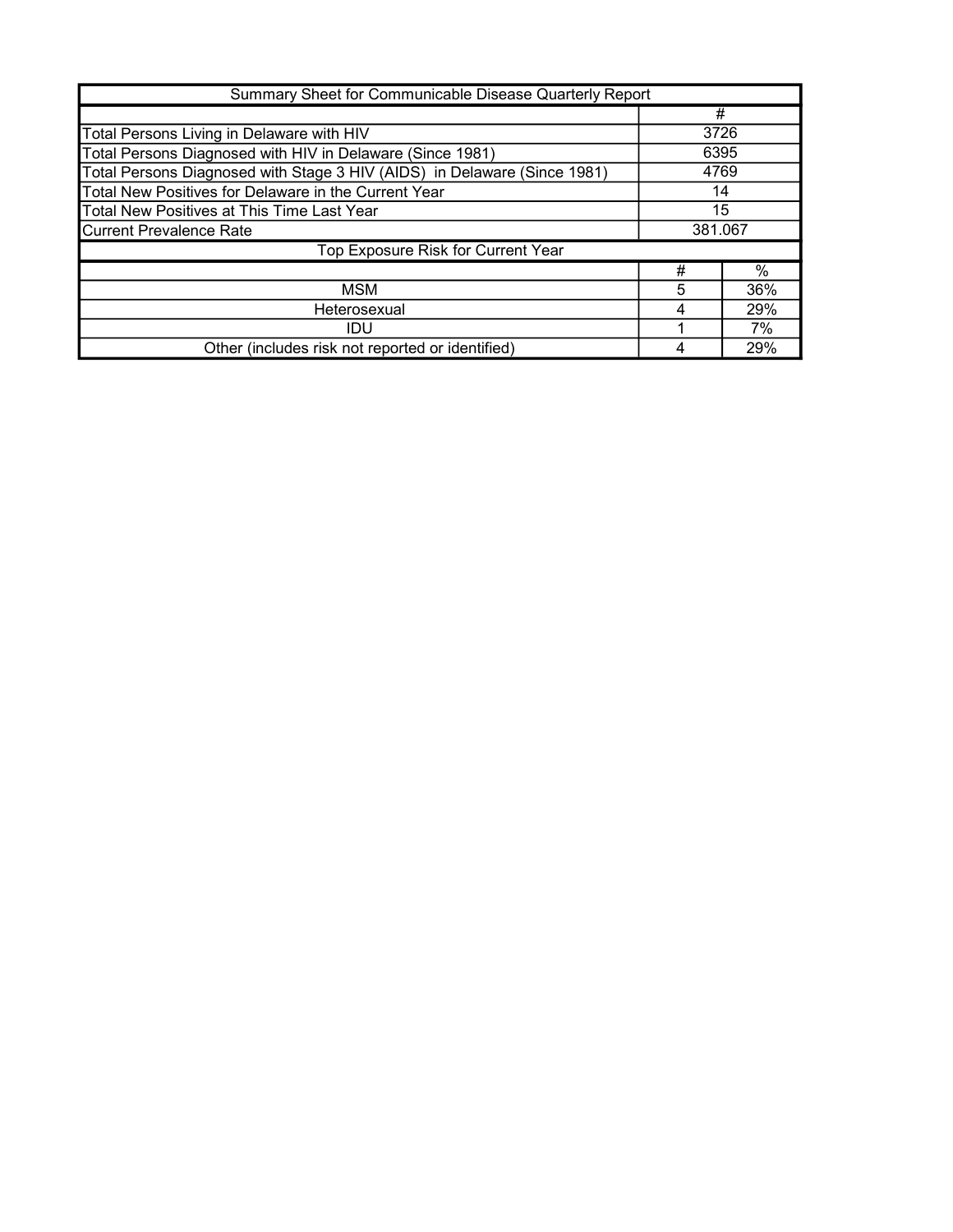| Summary Sheet for Communicable Disease Quarterly Report | | |
|---|---|---|
| | # | |
| Total Persons Living in Delaware with HIV | 3726 | |
| Total Persons Diagnosed with HIV in Delaware (Since 1981) | 6395 | |
| Total Persons Diagnosed with Stage 3 HIV (AIDS) in Delaware (Since 1981) | 4769 | |
| Total New Positives for Delaware in the Current Year | 14 | |
| Total New Positives at This Time Last Year | 15 | |
| Current Prevalence Rate | 381.067 | |
| Top Exposure Risk for Current Year | | |
| | # | % |
| MSM | 5 | 36% |
| Heterosexual | 4 | 29% |
| IDU | 1 | 7% |
| Other (includes risk not reported or identified) | 4 | 29% |